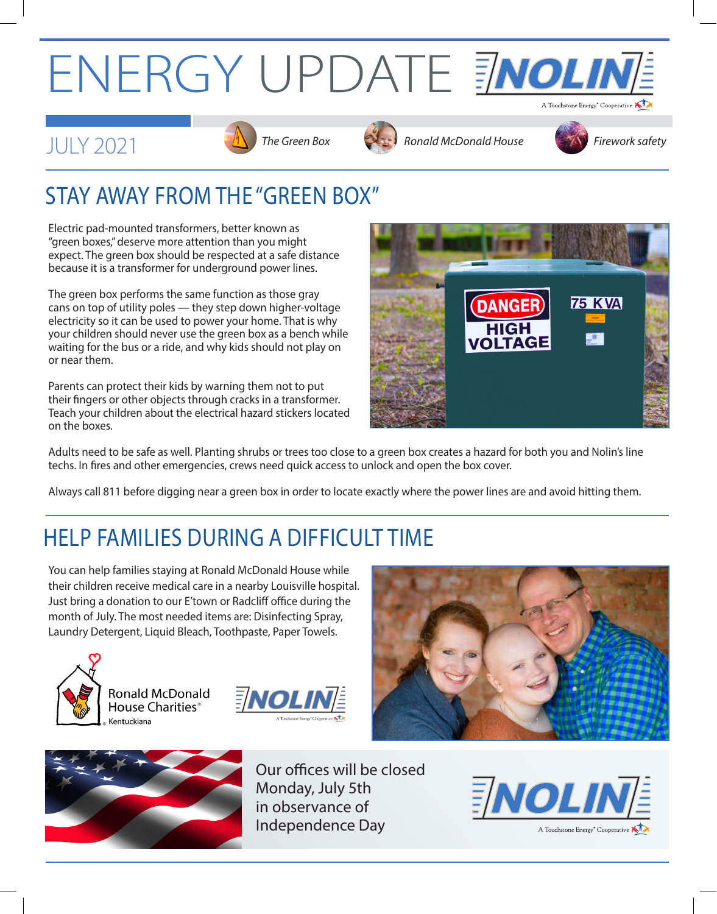# ENERGY UPDATE

JULY 2021

*The Green Box* | *Ronald McDonald House* | *Firework safety*

## STAY AWAY FROM THE "GREEN BOX"

Electric pad-mounted transformers, better known as "green boxes," deserve more attention than you might expect. The green box should be respected at a safe distance because it is a transformer for underground power lines.

The green box performs the same function as those gray cans on top of utility poles — they step down higher-voltage electricity so it can be used to power your home. That is why your children should never use the green box as a bench while waiting for the bus or a ride, and why kids should not play on or near them.

Parents can protect their kids by warning them not to put their fingers or other objects through cracks in a transformer. Teach your children about the electrical hazard stickers located on the boxes.

Adults need to be safe as well. Planting shrubs or trees too close to a green box creates a hazard for both you and Nolin's line techs. In fires and other emergencies, crews need quick access to unlock and open the box cover.

Always call 811 before digging near a green box in order to locate exactly where the power lines are and avoid hitting them.

## HELP FAMILIES DURING A DIFFICULT TIME

You can help families staying at Ronald McDonald House while their children receive medical care in a nearby Louisville hospital. Just bring a donation to our E'town or Radcliff office during the month of July. The most needed items are: Disinfecting Spray, Laundry Detergent, Liquid Bleach, Toothpaste, Paper Towels.

Ronald McDonald House Charities® Kentuckiana

Our offices will be closed Monday, July 5th in observance of Independence Day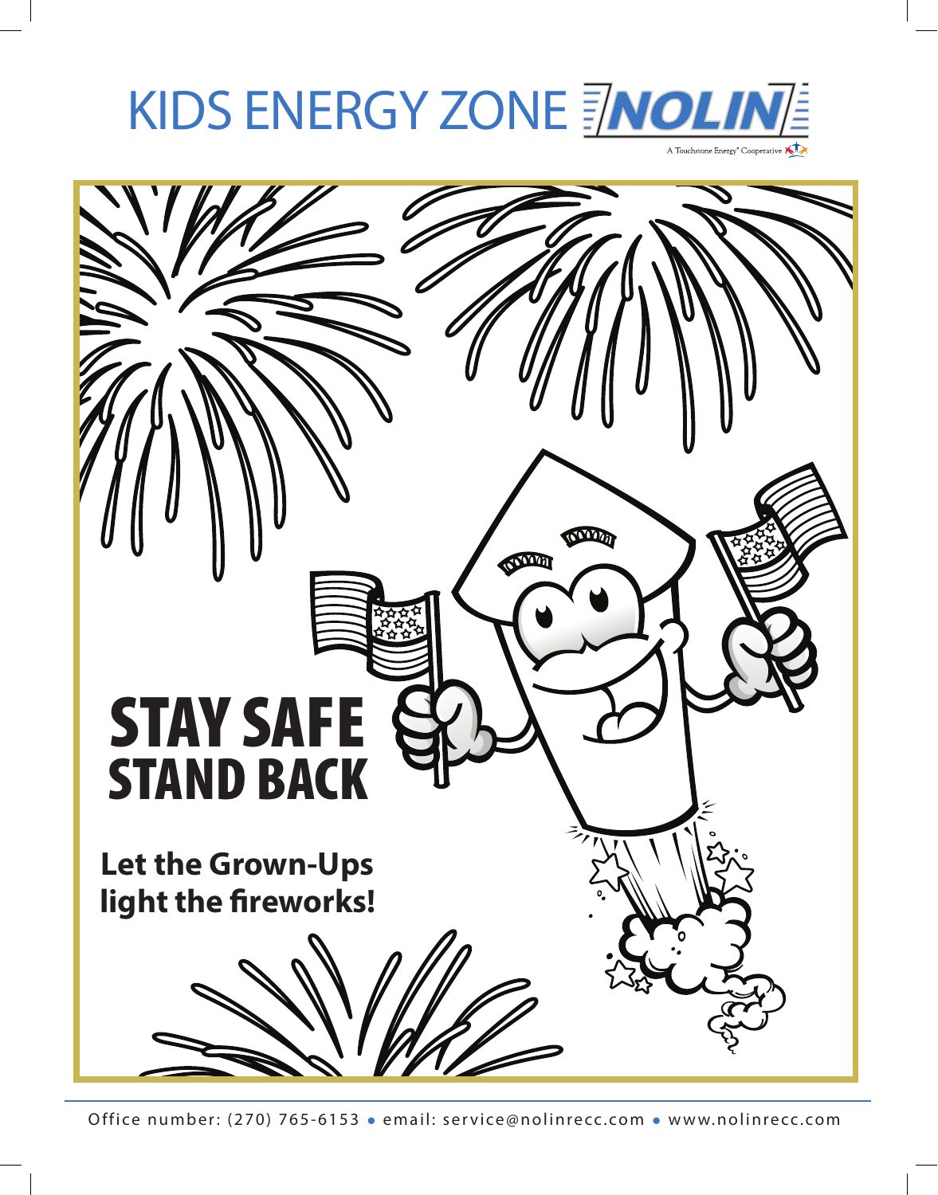# KIDS ENERGY ZONE NOLIN

A Touchstone Energy® Cooperative

## STAY SAFE
## STAND BACK

**Let the Grown-Ups light the fireworks!**

Office number: (270) 765-6153 • email: service@nolinrecc.com • www.nolinrecc.com